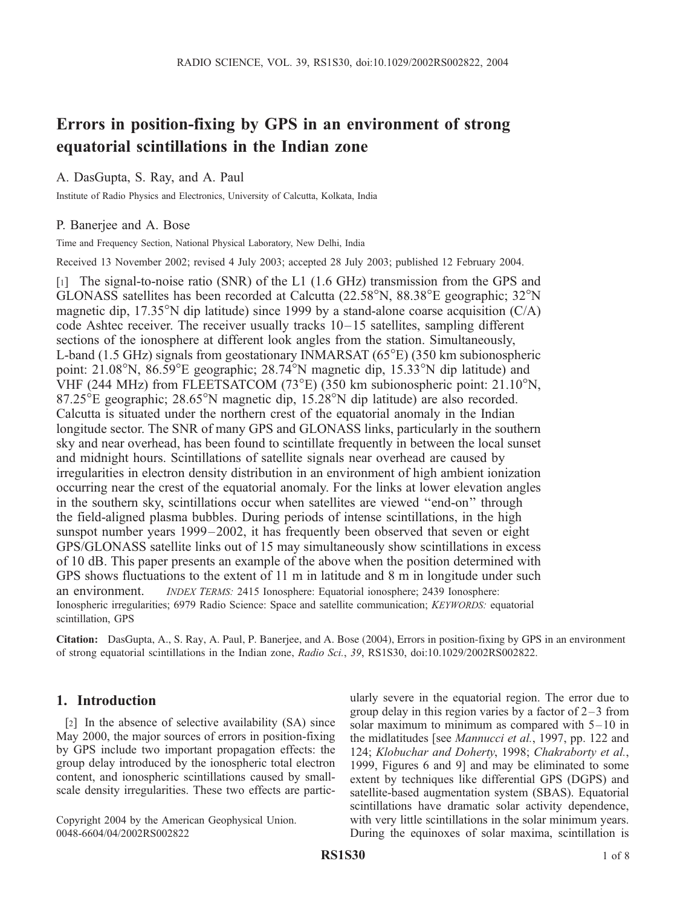# Errors in position-fixing by GPS in an environment of strong equatorial scintillations in the Indian zone

A. DasGupta, S. Ray, and A. Paul

Institute of Radio Physics and Electronics, University of Calcutta, Kolkata, India

P. Banerjee and A. Bose

Time and Frequency Section, National Physical Laboratory, New Delhi, India

Received 13 November 2002; revised 4 July 2003; accepted 28 July 2003; published 12 February 2004.

[1] The signal-to-noise ratio (SNR) of the L1 (1.6 GHz) transmission from the GPS and GLONASS satellites has been recorded at Calcutta (22.58°N, 88.38°E geographic; 32°N magnetic dip, 17.35°N dip latitude) since 1999 by a stand-alone coarse acquisition (C/A) code Ashtec receiver. The receiver usually tracks 10–15 satellites, sampling different sections of the ionosphere at different look angles from the station. Simultaneously, L-band (1.5 GHz) signals from geostationary INMARSAT (65°E) (350 km subionospheric point: 21.08°N, 86.59°E geographic; 28.74°N magnetic dip, 15.33°N dip latitude) and VHF (244 MHz) from FLEETSATCOM (73°E) (350 km subionospheric point: 21.10°N, 87.25°E geographic; 28.65°N magnetic dip, 15.28°N dip latitude) are also recorded. Calcutta is situated under the northern crest of the equatorial anomaly in the Indian longitude sector. The SNR of many GPS and GLONASS links, particularly in the southern sky and near overhead, has been found to scintillate frequently in between the local sunset and midnight hours. Scintillations of satellite signals near overhead are caused by irregularities in electron density distribution in an environment of high ambient ionization occurring near the crest of the equatorial anomaly. For the links at lower elevation angles in the southern sky, scintillations occur when satellites are viewed "end-on" through the field-aligned plasma bubbles. During periods of intense scintillations, in the high sunspot number years 1999–2002, it has frequently been observed that seven or eight GPS/GLONASS satellite links out of 15 may simultaneously show scintillations in excess of 10 dB. This paper presents an example of the above when the position determined with GPS shows fluctuations to the extent of 11 m in latitude and 8 m in longitude under such an environment. *INDEX TERMS:* 2415 Ionosphere: Equatorial ionosphere; 2439 Ionosphere: Ionospheric irregularities; 6979 Radio Science: Space and satellite communication; *KEYWORDS:* equatorial scintillation, GPS

**Citation:** DasGupta, A., S. Ray, A. Paul, P. Banerjee, and A. Bose (2004), Errors in position-fixing by GPS in an environment of strong equatorial scintillations in the Indian zone, *Radio Sci.*, *39*, RS1S30, doi:10.1029/2002RS002822.

## 1. Introduction

[2] In the absence of selective availability (SA) since May 2000, the major sources of errors in position-fixing by GPS include two important propagation effects: the group delay introduced by the ionospheric total electron content, and ionospheric scintillations caused by small-scale density irregularities. These two effects are particularly severe in the equatorial region. The error due to group delay in this region varies by a factor of 2–3 from solar maximum to minimum as compared with 5–10 in the midlatitudes [see *Mannucci et al.*, 1997, pp. 122 and 124; *Klobuchar and Doherty*, 1998; *Chakraborty et al.*, 1999, Figures 6 and 9] and may be eliminated to some extent by techniques like differential GPS (DGPS) and satellite-based augmentation system (SBAS). Equatorial scintillations have dramatic solar activity dependence, with very little scintillations in the solar minimum years. During the equinoxes of solar maxima, scintillation is

Copyright 2004 by the American Geophysical Union.
0048-6604/04/2002RS002822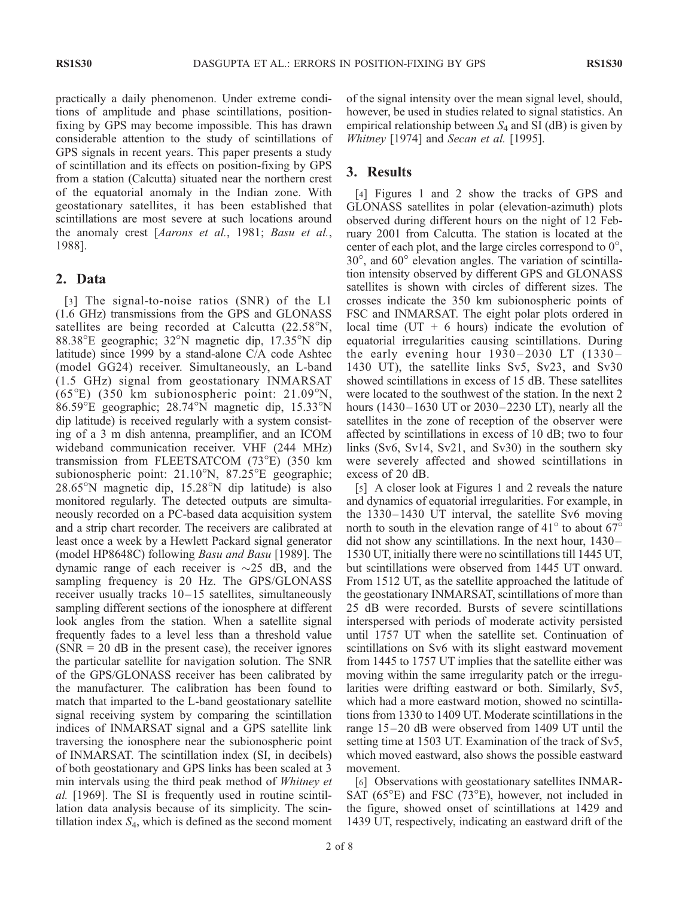practically a daily phenomenon. Under extreme conditions of amplitude and phase scintillations, position-fixing by GPS may become impossible. This has drawn considerable attention to the study of scintillations of GPS signals in recent years. This paper presents a study of scintillation and its effects on position-fixing by GPS from a station (Calcutta) situated near the northern crest of the equatorial anomaly in the Indian zone. With geostationary satellites, it has been established that scintillations are most severe at such locations around the anomaly crest [*Aarons et al.*, 1981; *Basu et al.*, 1988].

## 2. Data

[3] The signal-to-noise ratios (SNR) of the L1 (1.6 GHz) transmissions from the GPS and GLONASS satellites are being recorded at Calcutta (22.58°N, 88.38°E geographic; 32°N magnetic dip, 17.35°N dip latitude) since 1999 by a stand-alone C/A code Ashtec (model GG24) receiver. Simultaneously, an L-band (1.5 GHz) signal from geostationary INMARSAT (65°E) (350 km subionospheric point: 21.09°N, 86.59°E geographic; 28.74°N magnetic dip, 15.33°N dip latitude) is received regularly with a system consisting of a 3 m dish antenna, preamplifier, and an ICOM wideband communication receiver. VHF (244 MHz) transmission from FLEETSATCOM (73°E) (350 km subionospheric point: 21.10°N, 87.25°E geographic; 28.65°N magnetic dip, 15.28°N dip latitude) is also monitored regularly. The detected outputs are simultaneously recorded on a PC-based data acquisition system and a strip chart recorder. The receivers are calibrated at least once a week by a Hewlett Packard signal generator (model HP8648C) following *Basu and Basu* [1989]. The dynamic range of each receiver is ~25 dB, and the sampling frequency is 20 Hz. The GPS/GLONASS receiver usually tracks 10–15 satellites, simultaneously sampling different sections of the ionosphere at different look angles from the station. When a satellite signal frequently fades to a level less than a threshold value (SNR = 20 dB in the present case), the receiver ignores the particular satellite for navigation solution. The SNR of the GPS/GLONASS receiver has been calibrated by the manufacturer. The calibration has been found to match that imparted to the L-band geostationary satellite signal receiving system by comparing the scintillation indices of INMARSAT signal and a GPS satellite link traversing the ionosphere near the subionospheric point of INMARSAT. The scintillation index (SI, in decibels) of both geostationary and GPS links has been scaled at 3 min intervals using the third peak method of *Whitney et al.* [1969]. The SI is frequently used in routine scintillation data analysis because of its simplicity. The scintillation index $S_4$, which is defined as the second moment of the signal intensity over the mean signal level, should, however, be used in studies related to signal statistics. An empirical relationship between $S_4$ and SI (dB) is given by *Whitney* [1974] and *Secan et al.* [1995].

## 3. Results

[4] Figures 1 and 2 show the tracks of GPS and GLONASS satellites in polar (elevation-azimuth) plots observed during different hours on the night of 12 February 2001 from Calcutta. The station is located at the center of each plot, and the large circles correspond to 0°, 30°, and 60° elevation angles. The variation of scintillation intensity observed by different GPS and GLONASS satellites is shown with circles of different sizes. The crosses indicate the 350 km subionospheric points of FSC and INMARSAT. The eight polar plots ordered in local time (UT + 6 hours) indicate the evolution of equatorial irregularities causing scintillations. During the early evening hour 1930–2030 LT (1330–1430 UT), the satellite links Sv5, Sv23, and Sv30 showed scintillations in excess of 15 dB. These satellites were located to the southwest of the station. In the next 2 hours (1430–1630 UT or 2030–2230 LT), nearly all the satellites in the zone of reception of the observer were affected by scintillations in excess of 10 dB; two to four links (Sv6, Sv14, Sv21, and Sv30) in the southern sky were severely affected and showed scintillations in excess of 20 dB.

[5] A closer look at Figures 1 and 2 reveals the nature and dynamics of equatorial irregularities. For example, in the 1330–1430 UT interval, the satellite Sv6 moving north to south in the elevation range of 41° to about 67° did not show any scintillations. In the next hour, 1430–1530 UT, initially there were no scintillations till 1445 UT, but scintillations were observed from 1445 UT onward. From 1512 UT, as the satellite approached the latitude of the geostationary INMARSAT, scintillations of more than 25 dB were recorded. Bursts of severe scintillations interspersed with periods of moderate activity persisted until 1757 UT when the satellite set. Continuation of scintillations on Sv6 with its slight eastward movement from 1445 to 1757 UT implies that the satellite either was moving within the same irregularity patch or the irregularities were drifting eastward or both. Similarly, Sv5, which had a more eastward motion, showed no scintillations from 1330 to 1409 UT. Moderate scintillations in the range 15–20 dB were observed from 1409 UT until the setting time at 1503 UT. Examination of the track of Sv5, which moved eastward, also shows the possible eastward movement.

[6] Observations with geostationary satellites INMARSAT (65°E) and FSC (73°E), however, not included in the figure, showed onset of scintillations at 1429 and 1439 UT, respectively, indicating an eastward drift of the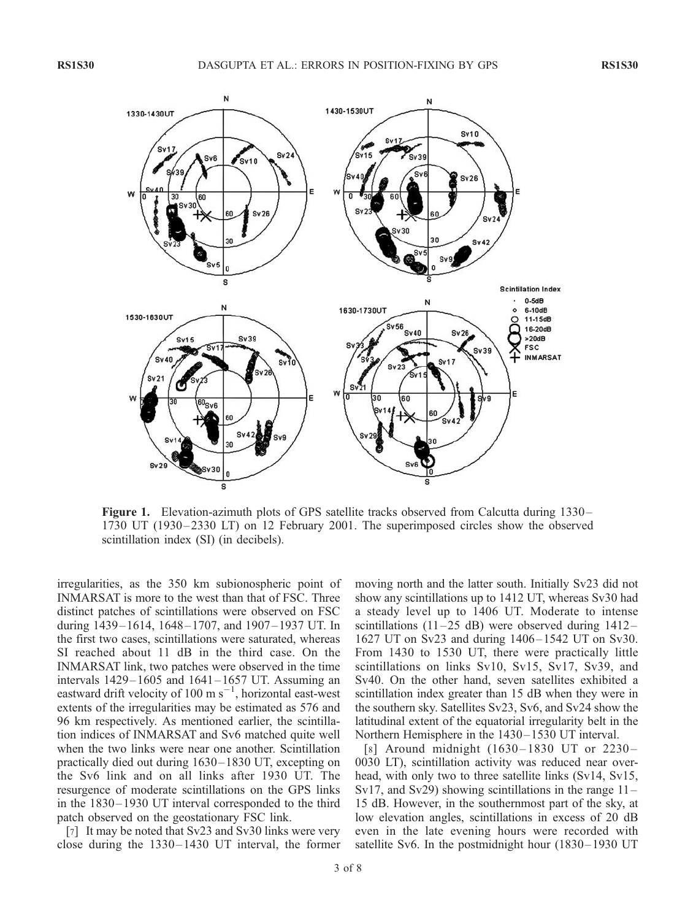**Figure 1.** Elevation-azimuth plots of GPS satellite tracks observed from Calcutta during 1330–1730 UT (1930–2330 LT) on 12 February 2001. The superimposed circles show the observed scintillation index (SI) (in decibels).

irregularities, as the 350 km subionospheric point of INMARSAT is more to the west than that of FSC. Three distinct patches of scintillations were observed on FSC during 1439–1614, 1648–1707, and 1907–1937 UT. In the first two cases, scintillations were saturated, whereas SI reached about 11 dB in the third case. On the INMARSAT link, two patches were observed in the time intervals 1429–1605 and 1641–1657 UT. Assuming an eastward drift velocity of 100 m $s^{-1}$, horizontal east-west extents of the irregularities may be estimated as 576 and 96 km respectively. As mentioned earlier, the scintillation indices of INMARSAT and Sv6 matched quite well when the two links were near one another. Scintillation practically died out during 1630–1830 UT, excepting on the Sv6 link and on all links after 1930 UT. The resurgence of moderate scintillations on the GPS links in the 1830–1930 UT interval corresponded to the third patch observed on the geostationary FSC link.

[7] It may be noted that Sv23 and Sv30 links were very close during the 1330–1430 UT interval, the former moving north and the latter south. Initially Sv23 did not show any scintillations up to 1412 UT, whereas Sv30 had a steady level up to 1406 UT. Moderate to intense scintillations (11–25 dB) were observed during 1412–1627 UT on Sv23 and during 1406–1542 UT on Sv30. From 1430 to 1530 UT, there were practically little scintillations on links Sv10, Sv15, Sv17, Sv39, and Sv40. On the other hand, seven satellites exhibited a scintillation index greater than 15 dB when they were in the southern sky. Satellites Sv23, Sv6, and Sv24 show the latitudinal extent of the equatorial irregularity belt in the Northern Hemisphere in the 1430–1530 UT interval.

[8] Around midnight (1630–1830 UT or 2230–0030 LT), scintillation activity was reduced near overhead, with only two to three satellite links (Sv14, Sv15, Sv17, and Sv29) showing scintillations in the range 11–15 dB. However, in the southernmost part of the sky, at low elevation angles, scintillations in excess of 20 dB even in the late evening hours were recorded with satellite Sv6. In the postmidnight hour (1830–1930 UT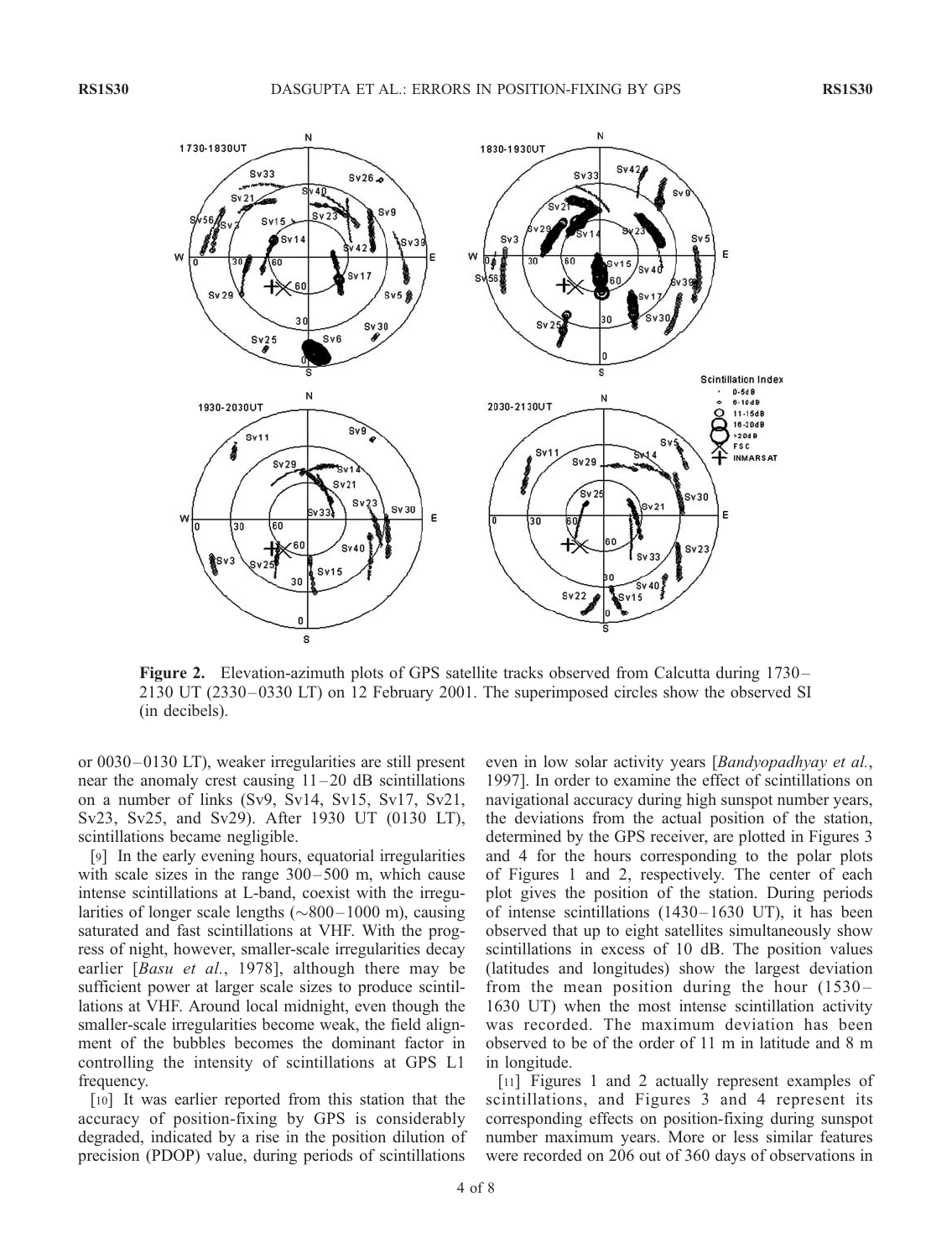**Figure 2.** Elevation-azimuth plots of GPS satellite tracks observed from Calcutta during 1730–2130 UT (2330–0330 LT) on 12 February 2001. The superimposed circles show the observed SI (in decibels).

or 0030–0130 LT), weaker irregularities are still present near the anomaly crest causing 11–20 dB scintillations on a number of links (Sv9, Sv14, Sv15, Sv17, Sv21, Sv23, Sv25, and Sv29). After 1930 UT (0130 LT), scintillations became negligible.

[9] In the early evening hours, equatorial irregularities with scale sizes in the range 300–500 m, which cause intense scintillations at L-band, coexist with the irregularities of longer scale lengths (~800–1000 m), causing saturated and fast scintillations at VHF. With the progress of night, however, smaller-scale irregularities decay earlier [*Basu et al.*, 1978], although there may be sufficient power at larger scale sizes to produce scintillations at VHF. Around local midnight, even though the smaller-scale irregularities become weak, the field alignment of the bubbles becomes the dominant factor in controlling the intensity of scintillations at GPS L1 frequency.

[10] It was earlier reported from this station that the accuracy of position-fixing by GPS is considerably degraded, indicated by a rise in the position dilution of precision (PDOP) value, during periods of scintillations even in low solar activity years [*Bandyopadhyay et al.*, 1997]. In order to examine the effect of scintillations on navigational accuracy during high sunspot number years, the deviations from the actual position of the station, determined by the GPS receiver, are plotted in Figures 3 and 4 for the hours corresponding to the polar plots of Figures 1 and 2, respectively. The center of each plot gives the position of the station. During periods of intense scintillations (1430–1630 UT), it has been observed that up to eight satellites simultaneously show scintillations in excess of 10 dB. The position values (latitudes and longitudes) show the largest deviation from the mean position during the hour (1530–1630 UT) when the most intense scintillation activity was recorded. The maximum deviation has been observed to be of the order of 11 m in latitude and 8 m in longitude.

[11] Figures 1 and 2 actually represent examples of scintillations, and Figures 3 and 4 represent its corresponding effects on position-fixing during sunspot number maximum years. More or less similar features were recorded on 206 out of 360 days of observations in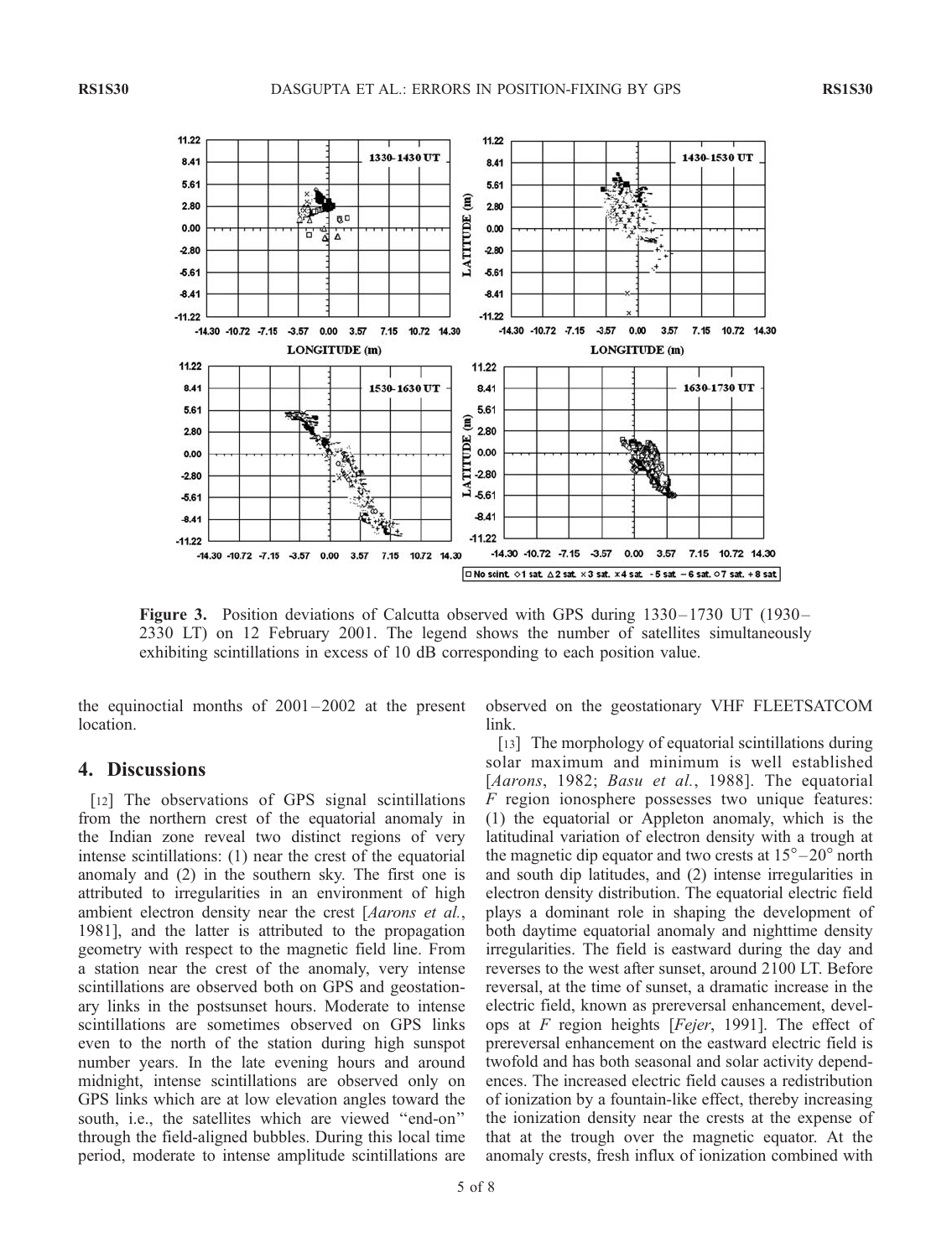**Figure 3.** Position deviations of Calcutta observed with GPS during 1330–1730 UT (1930–2330 LT) on 12 February 2001. The legend shows the number of satellites simultaneously exhibiting scintillations in excess of 10 dB corresponding to each position value.

the equinoctial months of 2001–2002 at the present location.

## 4. Discussions

[12] The observations of GPS signal scintillations from the northern crest of the equatorial anomaly in the Indian zone reveal two distinct regions of very intense scintillations: (1) near the crest of the equatorial anomaly and (2) in the southern sky. The first one is attributed to irregularities in an environment of high ambient electron density near the crest [*Aarons et al.*, 1981], and the latter is attributed to the propagation geometry with respect to the magnetic field line. From a station near the crest of the anomaly, very intense scintillations are observed both on GPS and geostationary links in the postsunset hours. Moderate to intense scintillations are sometimes observed on GPS links even to the north of the station during high sunspot number years. In the late evening hours and around midnight, intense scintillations are observed only on GPS links which are at low elevation angles toward the south, i.e., the satellites which are viewed "end-on" through the field-aligned bubbles. During this local time period, moderate to intense amplitude scintillations are observed on the geostationary VHF FLEETSATCOM link.

[13] The morphology of equatorial scintillations during solar maximum and minimum is well established [*Aarons*, 1982; *Basu et al.*, 1988]. The equatorial *F* region ionosphere possesses two unique features: (1) the equatorial or Appleton anomaly, which is the latitudinal variation of electron density with a trough at the magnetic dip equator and two crests at 15°–20° north and south dip latitudes, and (2) intense irregularities in electron density distribution. The equatorial electric field plays a dominant role in shaping the development of both daytime equatorial anomaly and nighttime density irregularities. The field is eastward during the day and reverses to the west after sunset, around 2100 LT. Before reversal, at the time of sunset, a dramatic increase in the electric field, known as prereversal enhancement, develops at *F* region heights [*Fejer*, 1991]. The effect of prereversal enhancement on the eastward electric field is twofold and has both seasonal and solar activity dependences. The increased electric field causes a redistribution of ionization by a fountain-like effect, thereby increasing the ionization density near the crests at the expense of that at the trough over the magnetic equator. At the anomaly crests, fresh influx of ionization combined with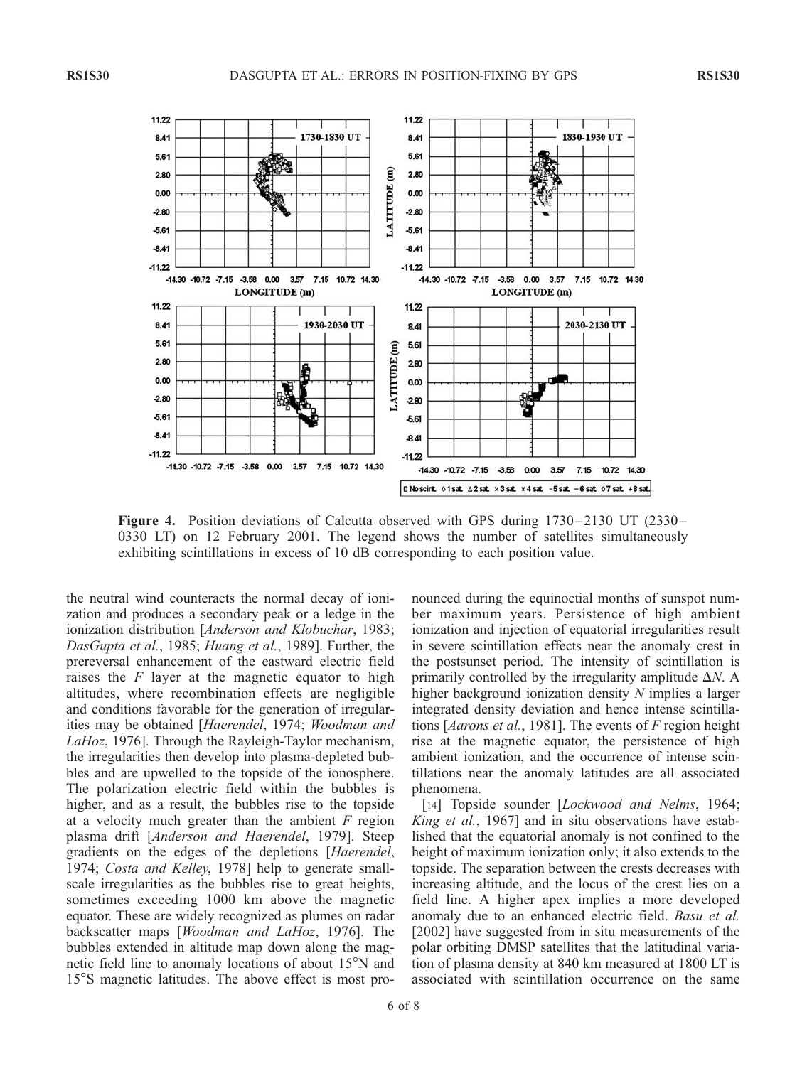**Figure 4.** Position deviations of Calcutta observed with GPS during 1730–2130 UT (2330–0330 LT) on 12 February 2001. The legend shows the number of satellites simultaneously exhibiting scintillations in excess of 10 dB corresponding to each position value.

the neutral wind counteracts the normal decay of ionization and produces a secondary peak or a ledge in the ionization distribution [*Anderson and Klobuchar*, 1983; *DasGupta et al.*, 1985; *Huang et al.*, 1989]. Further, the prereversal enhancement of the eastward electric field raises the $F$ layer at the magnetic equator to high altitudes, where recombination effects are negligible and conditions favorable for the generation of irregularities may be obtained [*Haerendel*, 1974; *Woodman and LaHoz*, 1976]. Through the Rayleigh-Taylor mechanism, the irregularities then develop into plasma-depleted bubbles and are upwelled to the topside of the ionosphere. The polarization electric field within the bubbles is higher, and as a result, the bubbles rise to the topside at a velocity much greater than the ambient $F$ region plasma drift [*Anderson and Haerendel*, 1979]. Steep gradients on the edges of the depletions [*Haerendel*, 1974; *Costa and Kelley*, 1978] help to generate small-scale irregularities as the bubbles rise to great heights, sometimes exceeding 1000 km above the magnetic equator. These are widely recognized as plumes on radar backscatter maps [*Woodman and LaHoz*, 1976]. The bubbles extended in altitude map down along the magnetic field line to anomaly locations of about 15°N and 15°S magnetic latitudes. The above effect is most pronounced during the equinoctial months of sunspot number maximum years. Persistence of high ambient ionization and injection of equatorial irregularities result in severe scintillation effects near the anomaly crest in the postsunset period. The intensity of scintillation is primarily controlled by the irregularity amplitude $\Delta N$. A higher background ionization density $N$ implies a larger integrated density deviation and hence intense scintillations [*Aarons et al.*, 1981]. The events of $F$ region height rise at the magnetic equator, the persistence of high ambient ionization, and the occurrence of intense scintillations near the anomaly latitudes are all associated phenomena.

[14] Topside sounder [*Lockwood and Nelms*, 1964; *King et al.*, 1967] and in situ observations have established that the equatorial anomaly is not confined to the height of maximum ionization only; it also extends to the topside. The separation between the crests decreases with increasing altitude, and the locus of the crest lies on a field line. A higher apex implies a more developed anomaly due to an enhanced electric field. *Basu et al.* [2002] have suggested from in situ measurements of the polar orbiting DMSP satellites that the latitudinal variation of plasma density at 840 km measured at 1800 LT is associated with scintillation occurrence on the same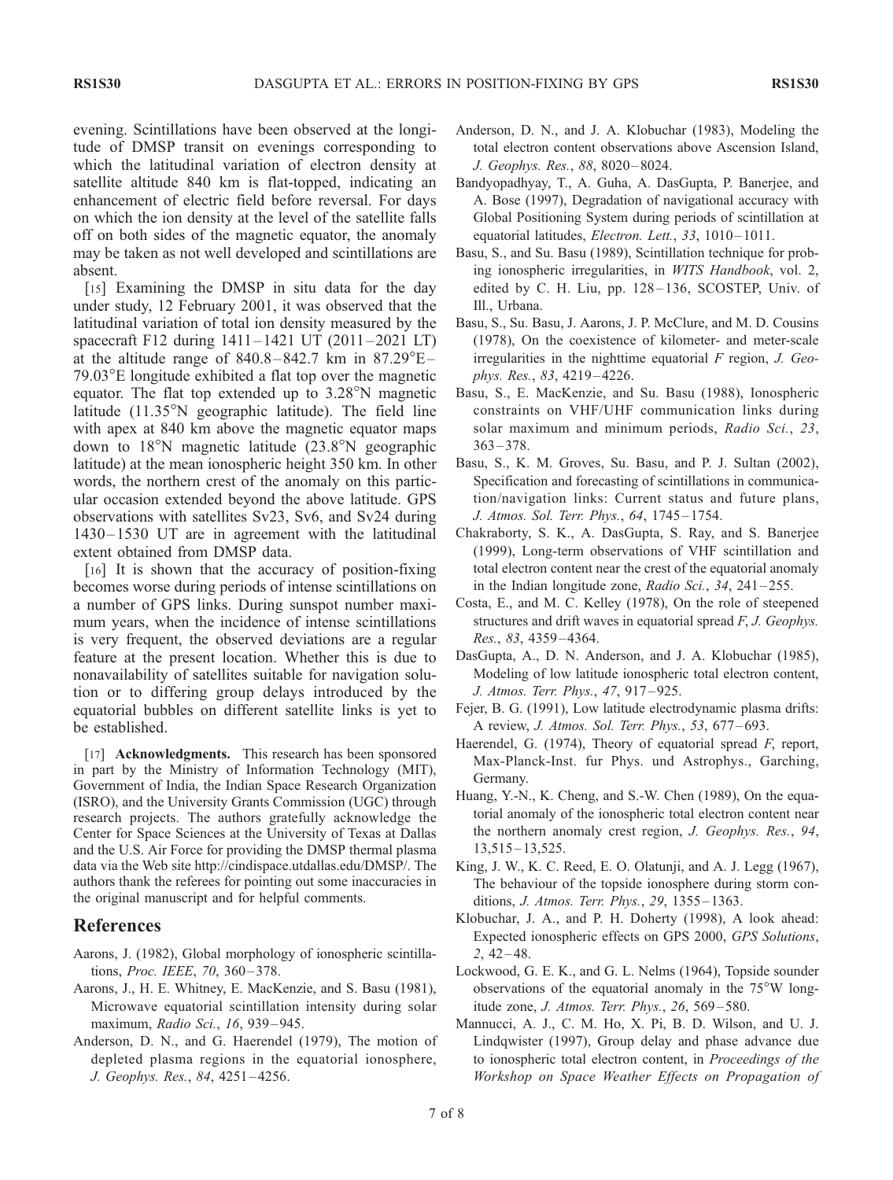evening. Scintillations have been observed at the longitude of DMSP transit on evenings corresponding to which the latitudinal variation of electron density at satellite altitude 840 km is flat-topped, indicating an enhancement of electric field before reversal. For days on which the ion density at the level of the satellite falls off on both sides of the magnetic equator, the anomaly may be taken as not well developed and scintillations are absent.

[15] Examining the DMSP in situ data for the day under study, 12 February 2001, it was observed that the latitudinal variation of total ion density measured by the spacecraft F12 during 1411–1421 UT (2011–2021 LT) at the altitude range of 840.8–842.7 km in 87.29°E–79.03°E longitude exhibited a flat top over the magnetic equator. The flat top extended up to 3.28°N magnetic latitude (11.35°N geographic latitude). The field line with apex at 840 km above the magnetic equator maps down to 18°N magnetic latitude (23.8°N geographic latitude) at the mean ionospheric height 350 km. In other words, the northern crest of the anomaly on this particular occasion extended beyond the above latitude. GPS observations with satellites Sv23, Sv6, and Sv24 during 1430–1530 UT are in agreement with the latitudinal extent obtained from DMSP data.

[16] It is shown that the accuracy of position-fixing becomes worse during periods of intense scintillations on a number of GPS links. During sunspot number maximum years, when the incidence of intense scintillations is very frequent, the observed deviations are a regular feature at the present location. Whether this is due to nonavailability of satellites suitable for navigation solution or to differing group delays introduced by the equatorial bubbles on different satellite links is yet to be established.

[17] **Acknowledgments.** This research has been sponsored in part by the Ministry of Information Technology (MIT), Government of India, the Indian Space Research Organization (ISRO), and the University Grants Commission (UGC) through research projects. The authors gratefully acknowledge the Center for Space Sciences at the University of Texas at Dallas and the U.S. Air Force for providing the DMSP thermal plasma data via the Web site http://cindispace.utdallas.edu/DMSP/. The authors thank the referees for pointing out some inaccuracies in the original manuscript and for helpful comments.

## References

Aarons, J. (1982), Global morphology of ionospheric scintillations, *Proc. IEEE*, *70*, 360–378.

Aarons, J., H. E. Whitney, E. MacKenzie, and S. Basu (1981), Microwave equatorial scintillation intensity during solar maximum, *Radio Sci.*, *16*, 939–945.

Anderson, D. N., and G. Haerendel (1979), The motion of depleted plasma regions in the equatorial ionosphere, *J. Geophys. Res.*, *84*, 4251–4256.

Anderson, D. N., and J. A. Klobuchar (1983), Modeling the total electron content observations above Ascension Island, *J. Geophys. Res.*, *88*, 8020–8024.

Bandyopadhyay, T., A. Guha, A. DasGupta, P. Banerjee, and A. Bose (1997), Degradation of navigational accuracy with Global Positioning System during periods of scintillation at equatorial latitudes, *Electron. Lett.*, *33*, 1010–1011.

Basu, S., and Su. Basu (1989), Scintillation technique for probing ionospheric irregularities, in *WITS Handbook*, vol. 2, edited by C. H. Liu, pp. 128–136, SCOSTEP, Univ. of Ill., Urbana.

Basu, S., Su. Basu, J. Aarons, J. P. McClure, and M. D. Cousins (1978), On the coexistence of kilometer- and meter-scale irregularities in the nighttime equatorial *F* region, *J. Geophys. Res.*, *83*, 4219–4226.

Basu, S., E. MacKenzie, and Su. Basu (1988), Ionospheric constraints on VHF/UHF communication links during solar maximum and minimum periods, *Radio Sci.*, *23*, 363–378.

Basu, S., K. M. Groves, Su. Basu, and P. J. Sultan (2002), Specification and forecasting of scintillations in communication/navigation links: Current status and future plans, *J. Atmos. Sol. Terr. Phys.*, *64*, 1745–1754.

Chakraborty, S. K., A. DasGupta, S. Ray, and S. Banerjee (1999), Long-term observations of VHF scintillation and total electron content near the crest of the equatorial anomaly in the Indian longitude zone, *Radio Sci.*, *34*, 241–255.

Costa, E., and M. C. Kelley (1978), On the role of steepened structures and drift waves in equatorial spread *F*, *J. Geophys. Res.*, *83*, 4359–4364.

DasGupta, A., D. N. Anderson, and J. A. Klobuchar (1985), Modeling of low latitude ionospheric total electron content, *J. Atmos. Terr. Phys.*, *47*, 917–925.

Fejer, B. G. (1991), Low latitude electrodynamic plasma drifts: A review, *J. Atmos. Sol. Terr. Phys.*, *53*, 677–693.

Haerendel, G. (1974), Theory of equatorial spread *F*, report, Max-Planck-Inst. fur Phys. und Astrophys., Garching, Germany.

Huang, Y.-N., K. Cheng, and S.-W. Chen (1989), On the equatorial anomaly of the ionospheric total electron content near the northern anomaly crest region, *J. Geophys. Res.*, *94*, 13,515–13,525.

King, J. W., K. C. Reed, E. O. Olatunji, and A. J. Legg (1967), The behaviour of the topside ionosphere during storm conditions, *J. Atmos. Terr. Phys.*, *29*, 1355–1363.

Klobuchar, J. A., and P. H. Doherty (1998), A look ahead: Expected ionospheric effects on GPS 2000, *GPS Solutions*, *2*, 42–48.

Lockwood, G. E. K., and G. L. Nelms (1964), Topside sounder observations of the equatorial anomaly in the 75°W longitude zone, *J. Atmos. Terr. Phys.*, *26*, 569–580.

Mannucci, A. J., C. M. Ho, X. Pi, B. D. Wilson, and U. J. Lindqwister (1997), Group delay and phase advance due to ionospheric total electron content, in *Proceedings of the Workshop on Space Weather Effects on Propagation of*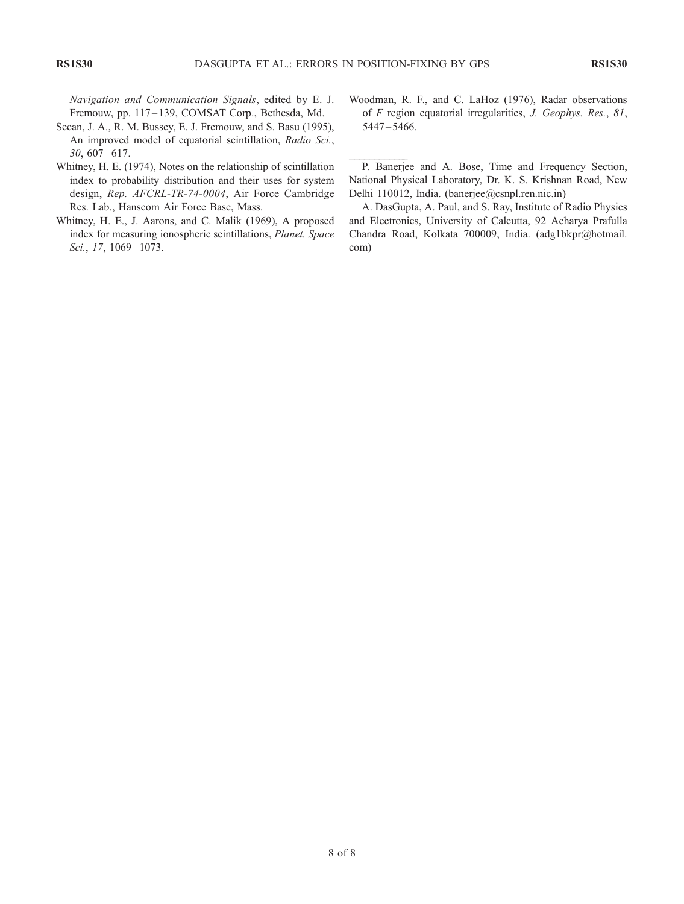*Navigation and Communication Signals*, edited by E. J. Fremouw, pp. 117–139, COMSAT Corp., Bethesda, Md.

Secan, J. A., R. M. Bussey, E. J. Fremouw, and S. Basu (1995), An improved model of equatorial scintillation, *Radio Sci.*, *30*, 607–617.

Whitney, H. E. (1974), Notes on the relationship of scintillation index to probability distribution and their uses for system design, *Rep. AFCRL-TR-74-0004*, Air Force Cambridge Res. Lab., Hanscom Air Force Base, Mass.

Whitney, H. E., J. Aarons, and C. Malik (1969), A proposed index for measuring ionospheric scintillations, *Planet. Space Sci.*, *17*, 1069–1073.

Woodman, R. F., and C. LaHoz (1976), Radar observations of *F* region equatorial irregularities, *J. Geophys. Res.*, *81*, 5447–5466.

---

P. Banerjee and A. Bose, Time and Frequency Section, National Physical Laboratory, Dr. K. S. Krishnan Road, New Delhi 110012, India. (banerjee@csnpl.ren.nic.in)

A. DasGupta, A. Paul, and S. Ray, Institute of Radio Physics and Electronics, University of Calcutta, 92 Acharya Prafulla Chandra Road, Kolkata 700009, India. (adg1bkpr@hotmail.com)